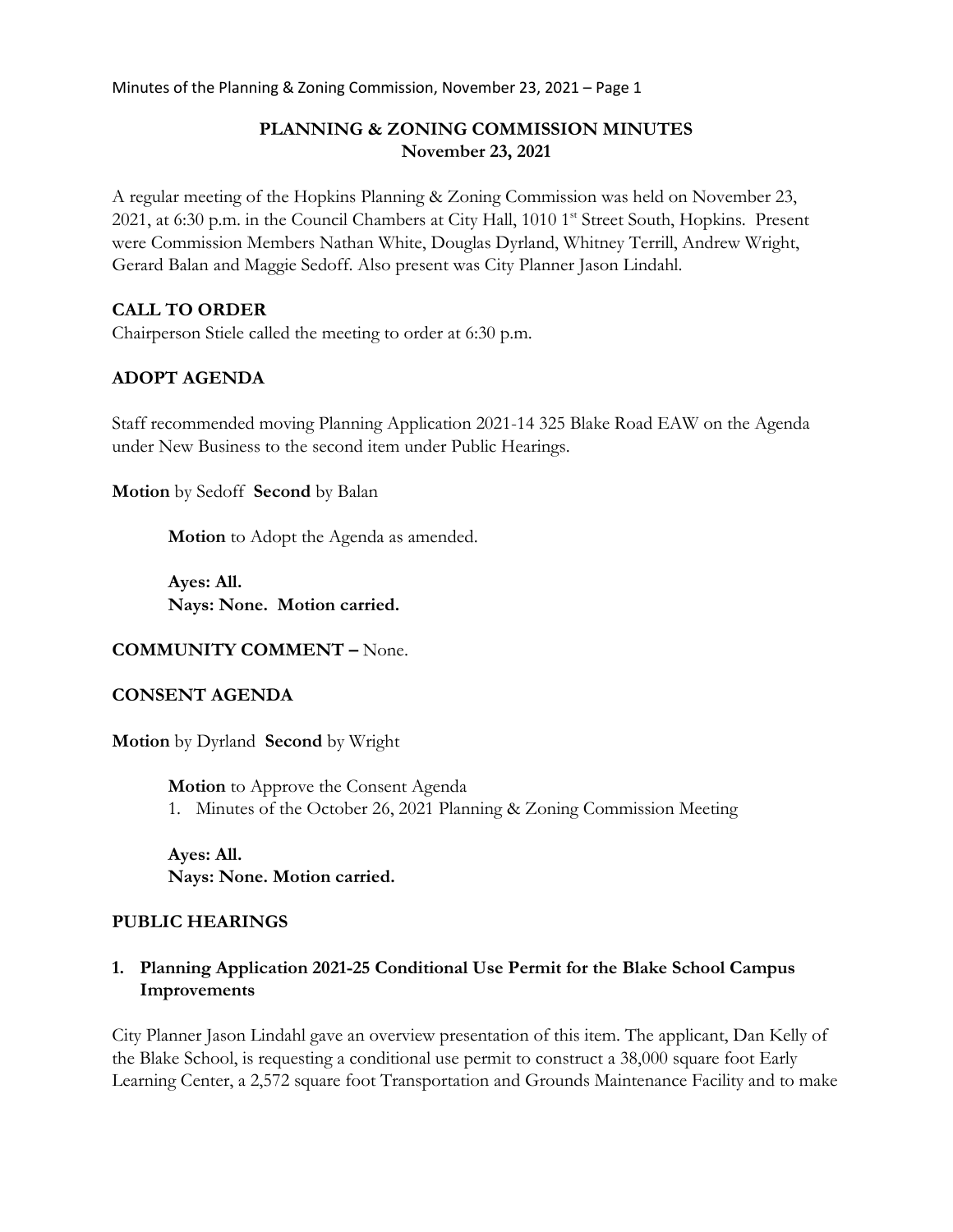# PLANNING & ZONING COMMISSION MINUTES
**November 23, 2021**

A regular meeting of the Hopkins Planning & Zoning Commission was held on November 23, 2021, at 6:30 p.m. in the Council Chambers at City Hall, 1010 1st Street South, Hopkins. Present were Commission Members Nathan White, Douglas Dyrland, Whitney Terrill, Andrew Wright, Gerard Balan and Maggie Sedoff. Also present was City Planner Jason Lindahl.

## CALL TO ORDER

Chairperson Stiele called the meeting to order at 6:30 p.m.

## ADOPT AGENDA

Staff recommended moving Planning Application 2021-14 325 Blake Road EAW on the Agenda under New Business to the second item under Public Hearings.

**Motion** by Sedoff **Second** by Balan

> **Motion** to Adopt the Agenda as amended.
>
> **Ayes: All.**
> **Nays: None. Motion carried.**

## COMMUNITY COMMENT – None.

## CONSENT AGENDA

**Motion** by Dyrland **Second** by Wright

> **Motion** to Approve the Consent Agenda
> 1. Minutes of the October 26, 2021 Planning & Zoning Commission Meeting
>
> **Ayes: All.**
> **Nays: None. Motion carried.**

## PUBLIC HEARINGS

### 1. Planning Application 2021-25 Conditional Use Permit for the Blake School Campus Improvements

City Planner Jason Lindahl gave an overview presentation of this item. The applicant, Dan Kelly of the Blake School, is requesting a conditional use permit to construct a 38,000 square foot Early Learning Center, a 2,572 square foot Transportation and Grounds Maintenance Facility and to make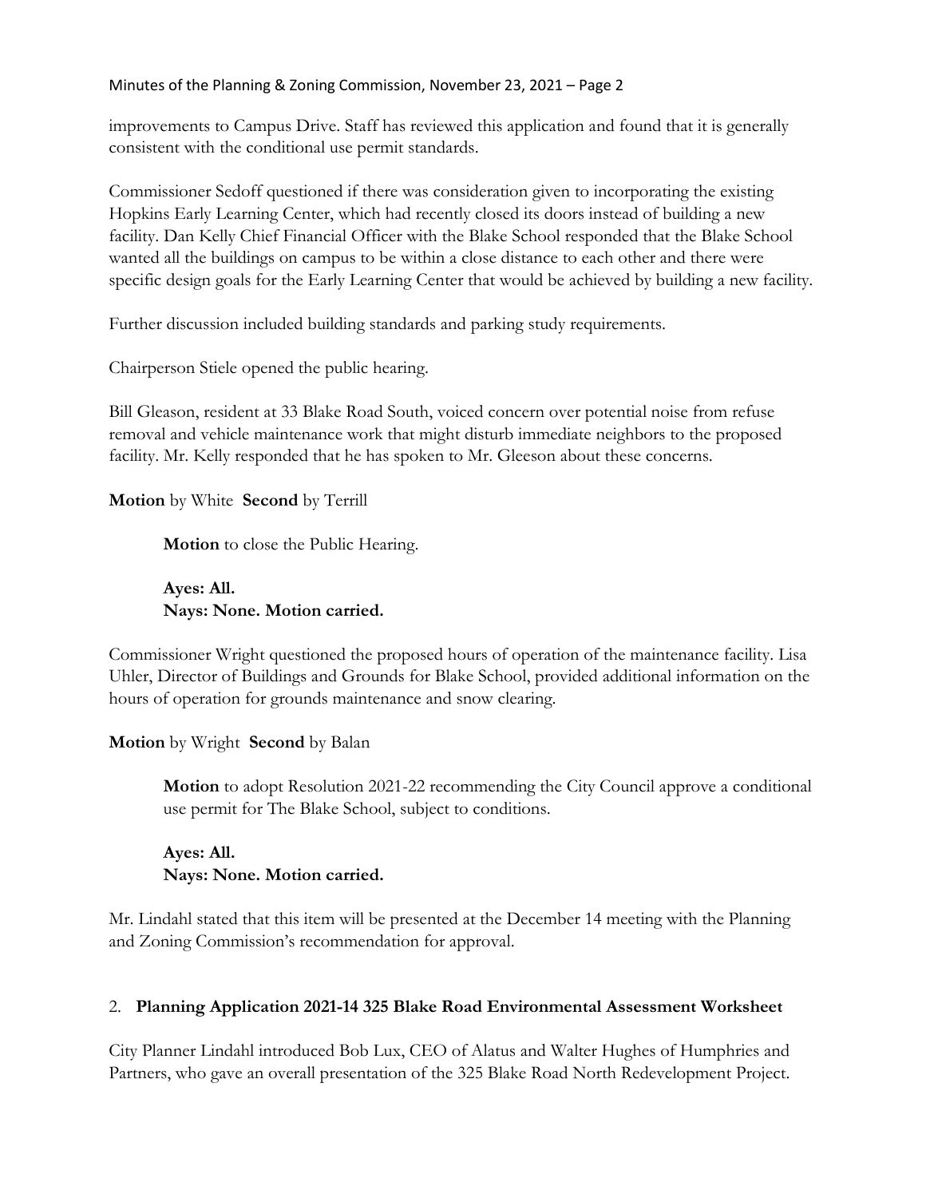improvements to Campus Drive. Staff has reviewed this application and found that it is generally consistent with the conditional use permit standards.

Commissioner Sedoff questioned if there was consideration given to incorporating the existing Hopkins Early Learning Center, which had recently closed its doors instead of building a new facility. Dan Kelly Chief Financial Officer with the Blake School responded that the Blake School wanted all the buildings on campus to be within a close distance to each other and there were specific design goals for the Early Learning Center that would be achieved by building a new facility.

Further discussion included building standards and parking study requirements.

Chairperson Stiele opened the public hearing.

Bill Gleason, resident at 33 Blake Road South, voiced concern over potential noise from refuse removal and vehicle maintenance work that might disturb immediate neighbors to the proposed facility. Mr. Kelly responded that he has spoken to Mr. Gleeson about these concerns.

**Motion** by White **Second** by Terrill

> **Motion** to close the Public Hearing.
>
> **Ayes: All.**
> **Nays: None. Motion carried.**

Commissioner Wright questioned the proposed hours of operation of the maintenance facility. Lisa Uhler, Director of Buildings and Grounds for Blake School, provided additional information on the hours of operation for grounds maintenance and snow clearing.

**Motion** by Wright **Second** by Balan

> **Motion** to adopt Resolution 2021-22 recommending the City Council approve a conditional use permit for The Blake School, subject to conditions.
>
> **Ayes: All.**
> **Nays: None. Motion carried.**

Mr. Lindahl stated that this item will be presented at the December 14 meeting with the Planning and Zoning Commission's recommendation for approval.

2. **Planning Application 2021-14 325 Blake Road Environmental Assessment Worksheet**

City Planner Lindahl introduced Bob Lux, CEO of Alatus and Walter Hughes of Humphries and Partners, who gave an overall presentation of the 325 Blake Road North Redevelopment Project.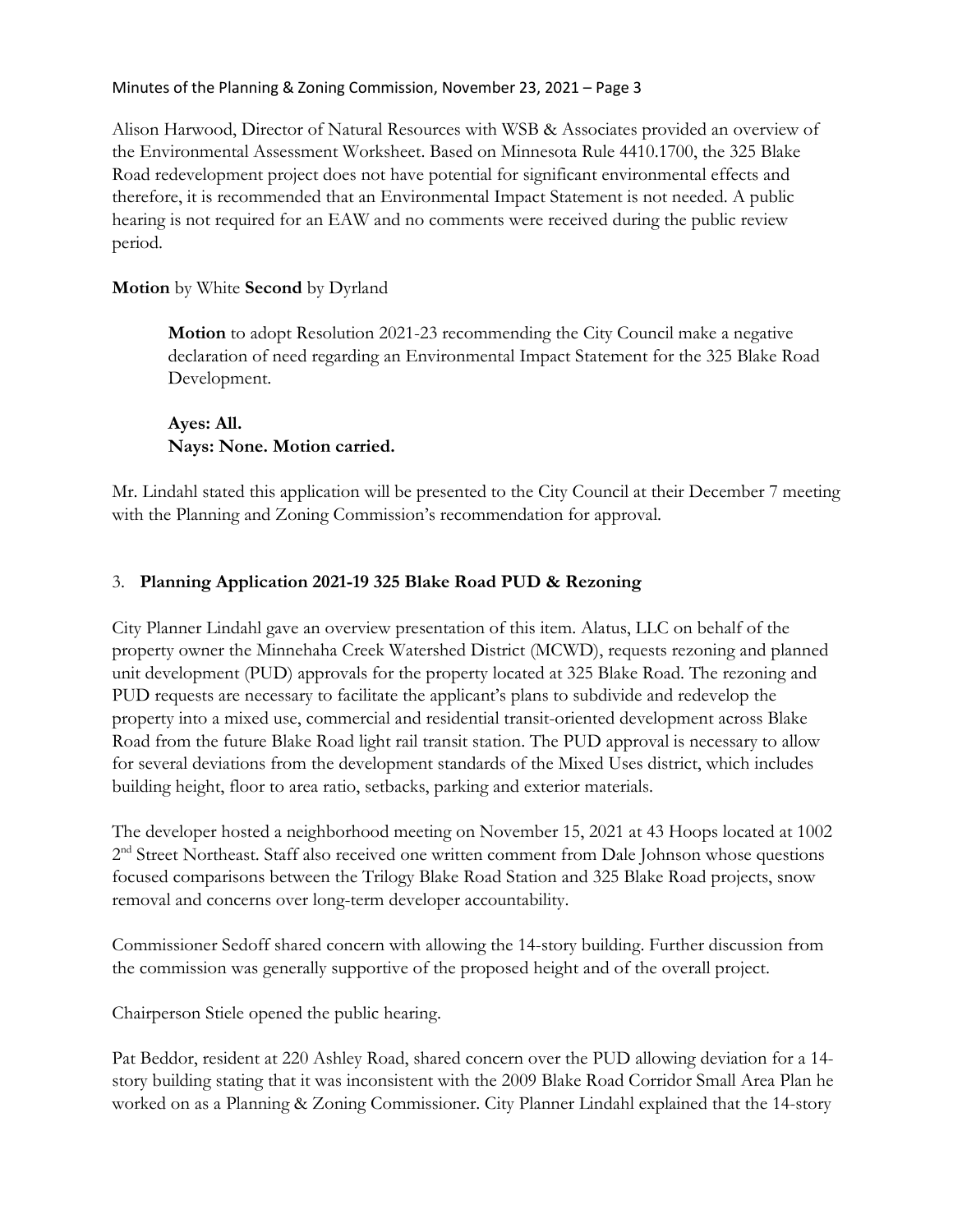Alison Harwood, Director of Natural Resources with WSB & Associates provided an overview of the Environmental Assessment Worksheet. Based on Minnesota Rule 4410.1700, the 325 Blake Road redevelopment project does not have potential for significant environmental effects and therefore, it is recommended that an Environmental Impact Statement is not needed. A public hearing is not required for an EAW and no comments were received during the public review period.

**Motion** by White **Second** by Dyrland

> **Motion** to adopt Resolution 2021-23 recommending the City Council make a negative declaration of need regarding an Environmental Impact Statement for the 325 Blake Road Development.
>
> **Ayes: All.**
> **Nays: None. Motion carried.**

Mr. Lindahl stated this application will be presented to the City Council at their December 7 meeting with the Planning and Zoning Commission's recommendation for approval.

3. **Planning Application 2021-19 325 Blake Road PUD & Rezoning**

City Planner Lindahl gave an overview presentation of this item. Alatus, LLC on behalf of the property owner the Minnehaha Creek Watershed District (MCWD), requests rezoning and planned unit development (PUD) approvals for the property located at 325 Blake Road. The rezoning and PUD requests are necessary to facilitate the applicant's plans to subdivide and redevelop the property into a mixed use, commercial and residential transit-oriented development across Blake Road from the future Blake Road light rail transit station. The PUD approval is necessary to allow for several deviations from the development standards of the Mixed Uses district, which includes building height, floor to area ratio, setbacks, parking and exterior materials.

The developer hosted a neighborhood meeting on November 15, 2021 at 43 Hoops located at 1002 2nd Street Northeast. Staff also received one written comment from Dale Johnson whose questions focused comparisons between the Trilogy Blake Road Station and 325 Blake Road projects, snow removal and concerns over long-term developer accountability.

Commissioner Sedoff shared concern with allowing the 14-story building. Further discussion from the commission was generally supportive of the proposed height and of the overall project.

Chairperson Stiele opened the public hearing.

Pat Beddor, resident at 220 Ashley Road, shared concern over the PUD allowing deviation for a 14-story building stating that it was inconsistent with the 2009 Blake Road Corridor Small Area Plan he worked on as a Planning & Zoning Commissioner. City Planner Lindahl explained that the 14-story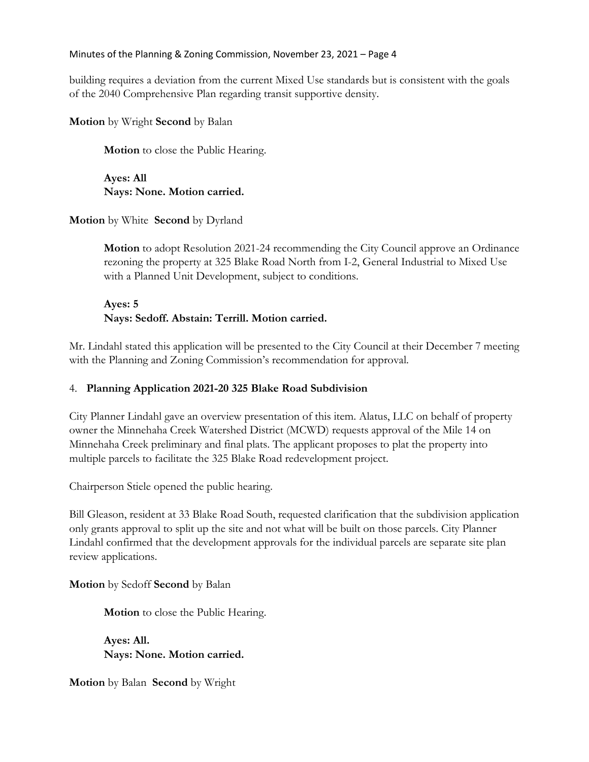building requires a deviation from the current Mixed Use standards but is consistent with the goals of the 2040 Comprehensive Plan regarding transit supportive density.

**Motion** by Wright **Second** by Balan

> **Motion** to close the Public Hearing.
>
> **Ayes: All**
> **Nays: None. Motion carried.**

**Motion** by White **Second** by Dyrland

> **Motion** to adopt Resolution 2021-24 recommending the City Council approve an Ordinance rezoning the property at 325 Blake Road North from I-2, General Industrial to Mixed Use with a Planned Unit Development, subject to conditions.
>
> **Ayes: 5**
> **Nays: Sedoff. Abstain: Terrill. Motion carried.**

Mr. Lindahl stated this application will be presented to the City Council at their December 7 meeting with the Planning and Zoning Commission's recommendation for approval.

4. **Planning Application 2021-20 325 Blake Road Subdivision**

City Planner Lindahl gave an overview presentation of this item. Alatus, LLC on behalf of property owner the Minnehaha Creek Watershed District (MCWD) requests approval of the Mile 14 on Minnehaha Creek preliminary and final plats. The applicant proposes to plat the property into multiple parcels to facilitate the 325 Blake Road redevelopment project.

Chairperson Stiele opened the public hearing.

Bill Gleason, resident at 33 Blake Road South, requested clarification that the subdivision application only grants approval to split up the site and not what will be built on those parcels. City Planner Lindahl confirmed that the development approvals for the individual parcels are separate site plan review applications.

**Motion** by Sedoff **Second** by Balan

> **Motion** to close the Public Hearing.
>
> **Ayes: All.**
> **Nays: None. Motion carried.**

**Motion** by Balan **Second** by Wright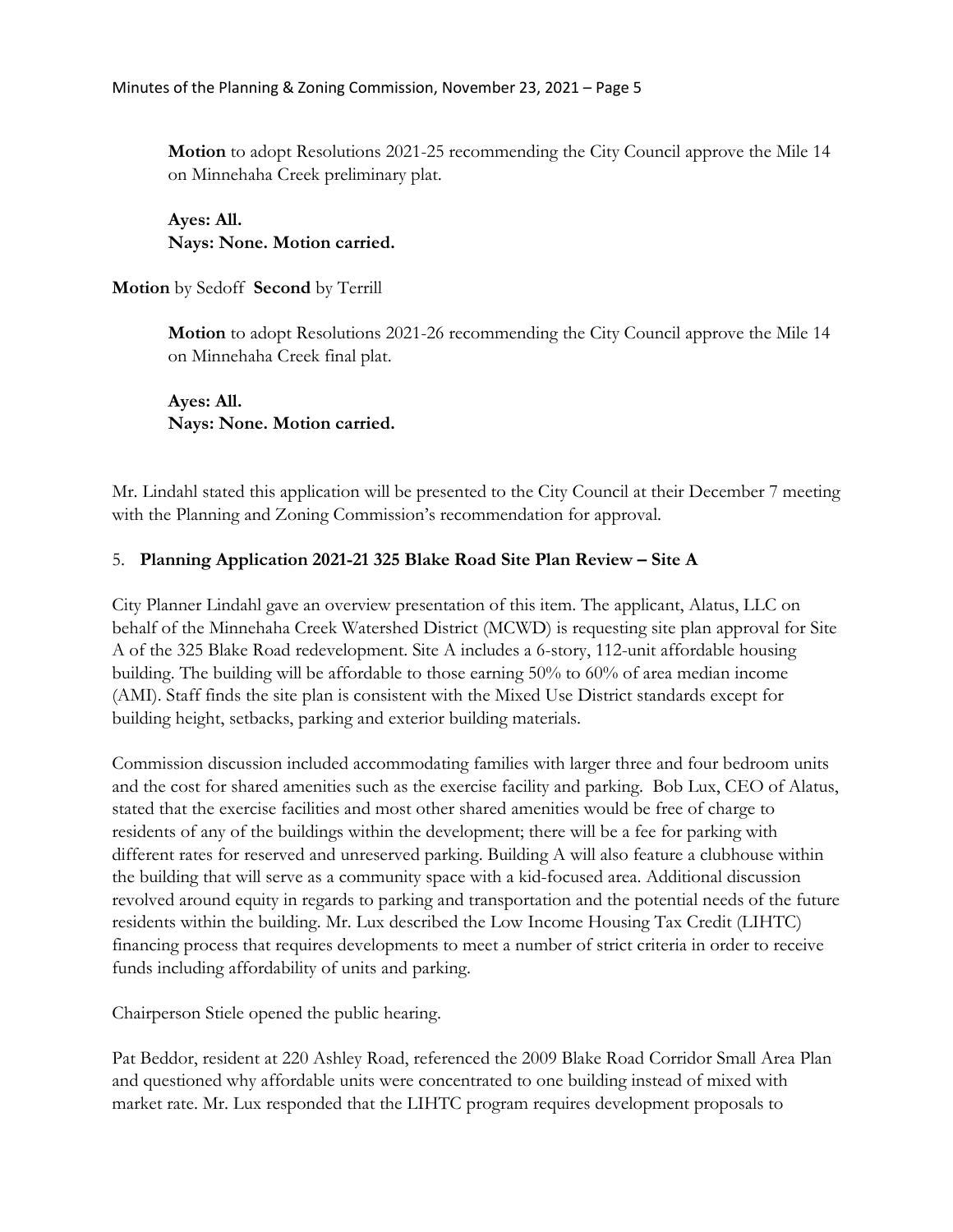**Motion** to adopt Resolutions 2021-25 recommending the City Council approve the Mile 14 on Minnehaha Creek preliminary plat.

**Ayes: All.**
**Nays: None. Motion carried.**

**Motion** by Sedoff **Second** by Terrill

**Motion** to adopt Resolutions 2021-26 recommending the City Council approve the Mile 14 on Minnehaha Creek final plat.

**Ayes: All.**
**Nays: None. Motion carried.**

Mr. Lindahl stated this application will be presented to the City Council at their December 7 meeting with the Planning and Zoning Commission's recommendation for approval.

5. **Planning Application 2021-21 325 Blake Road Site Plan Review – Site A**

City Planner Lindahl gave an overview presentation of this item. The applicant, Alatus, LLC on behalf of the Minnehaha Creek Watershed District (MCWD) is requesting site plan approval for Site A of the 325 Blake Road redevelopment. Site A includes a 6-story, 112-unit affordable housing building. The building will be affordable to those earning 50% to 60% of area median income (AMI). Staff finds the site plan is consistent with the Mixed Use District standards except for building height, setbacks, parking and exterior building materials.

Commission discussion included accommodating families with larger three and four bedroom units and the cost for shared amenities such as the exercise facility and parking. Bob Lux, CEO of Alatus, stated that the exercise facilities and most other shared amenities would be free of charge to residents of any of the buildings within the development; there will be a fee for parking with different rates for reserved and unreserved parking. Building A will also feature a clubhouse within the building that will serve as a community space with a kid-focused area. Additional discussion revolved around equity in regards to parking and transportation and the potential needs of the future residents within the building. Mr. Lux described the Low Income Housing Tax Credit (LIHTC) financing process that requires developments to meet a number of strict criteria in order to receive funds including affordability of units and parking.

Chairperson Stiele opened the public hearing.

Pat Beddor, resident at 220 Ashley Road, referenced the 2009 Blake Road Corridor Small Area Plan and questioned why affordable units were concentrated to one building instead of mixed with market rate. Mr. Lux responded that the LIHTC program requires development proposals to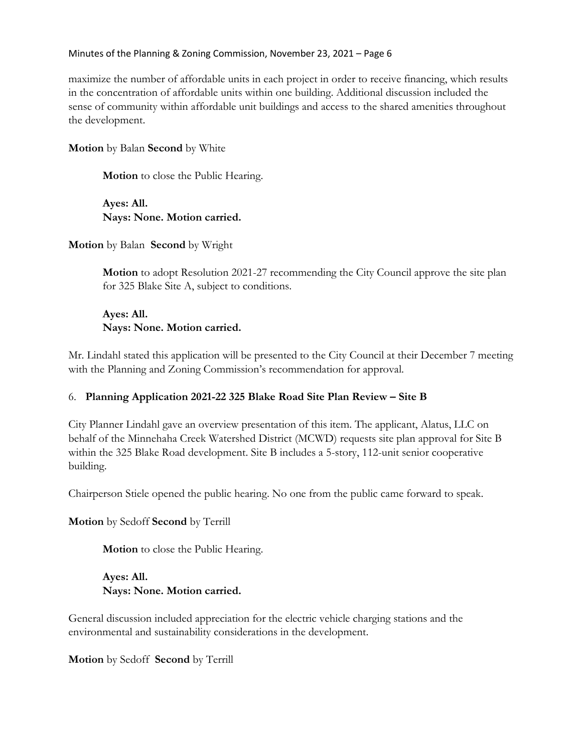maximize the number of affordable units in each project in order to receive financing, which results in the concentration of affordable units within one building. Additional discussion included the sense of community within affordable unit buildings and access to the shared amenities throughout the development.

**Motion** by Balan **Second** by White

> **Motion** to close the Public Hearing.
>
> **Ayes: All.**
> **Nays: None. Motion carried.**

**Motion** by Balan **Second** by Wright

> **Motion** to adopt Resolution 2021-27 recommending the City Council approve the site plan for 325 Blake Site A, subject to conditions.
>
> **Ayes: All.**
> **Nays: None. Motion carried.**

Mr. Lindahl stated this application will be presented to the City Council at their December 7 meeting with the Planning and Zoning Commission's recommendation for approval.

6. **Planning Application 2021-22 325 Blake Road Site Plan Review – Site B**

City Planner Lindahl gave an overview presentation of this item. The applicant, Alatus, LLC on behalf of the Minnehaha Creek Watershed District (MCWD) requests site plan approval for Site B within the 325 Blake Road development. Site B includes a 5-story, 112-unit senior cooperative building.

Chairperson Stiele opened the public hearing. No one from the public came forward to speak.

**Motion** by Sedoff **Second** by Terrill

> **Motion** to close the Public Hearing.
>
> **Ayes: All.**
> **Nays: None. Motion carried.**

General discussion included appreciation for the electric vehicle charging stations and the environmental and sustainability considerations in the development.

**Motion** by Sedoff **Second** by Terrill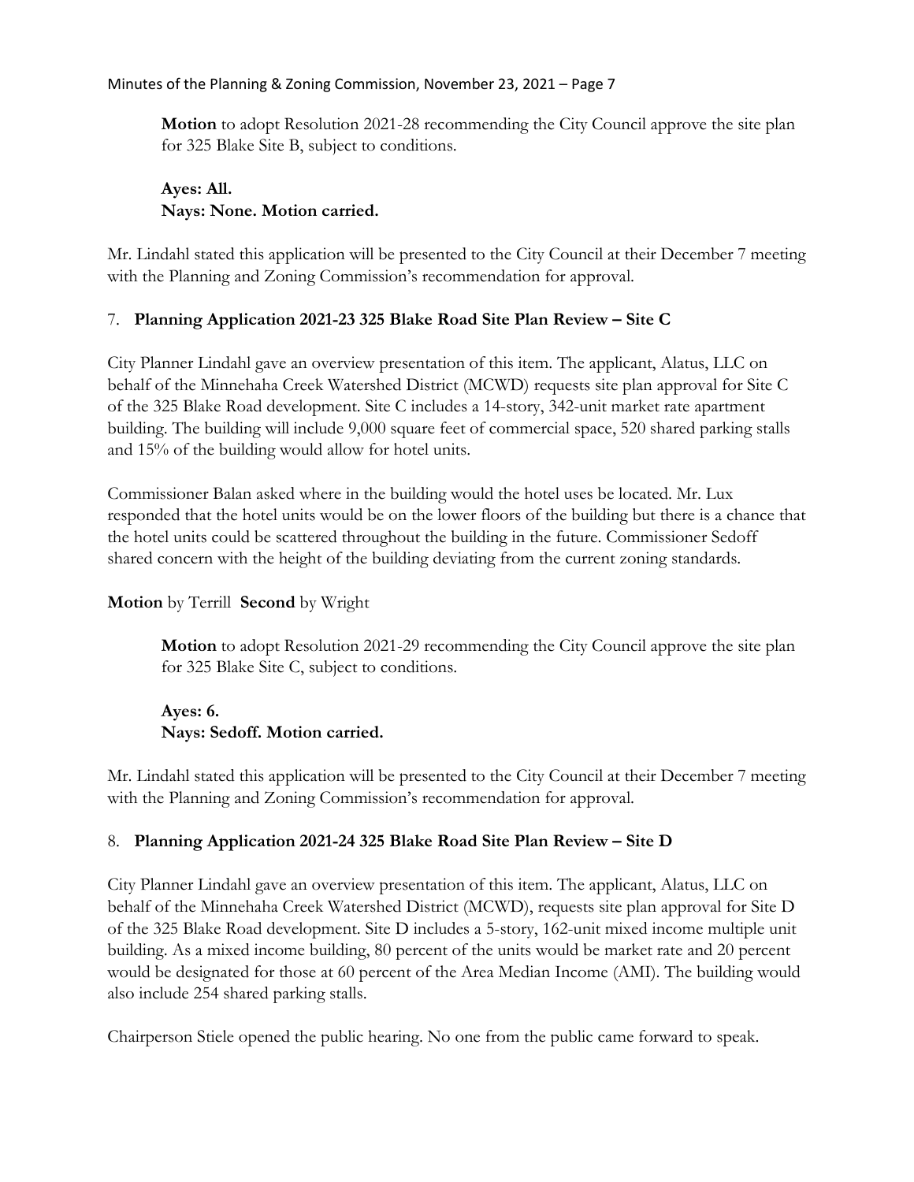**Motion** to adopt Resolution 2021-28 recommending the City Council approve the site plan for 325 Blake Site B, subject to conditions.

**Ayes: All.**
**Nays: None. Motion carried.**

Mr. Lindahl stated this application will be presented to the City Council at their December 7 meeting with the Planning and Zoning Commission's recommendation for approval.

### 7. **Planning Application 2021-23 325 Blake Road Site Plan Review – Site C**

City Planner Lindahl gave an overview presentation of this item. The applicant, Alatus, LLC on behalf of the Minnehaha Creek Watershed District (MCWD) requests site plan approval for Site C of the 325 Blake Road development. Site C includes a 14-story, 342-unit market rate apartment building. The building will include 9,000 square feet of commercial space, 520 shared parking stalls and 15% of the building would allow for hotel units.

Commissioner Balan asked where in the building would the hotel uses be located. Mr. Lux responded that the hotel units would be on the lower floors of the building but there is a chance that the hotel units could be scattered throughout the building in the future. Commissioner Sedoff shared concern with the height of the building deviating from the current zoning standards.

**Motion** by Terrill **Second** by Wright

**Motion** to adopt Resolution 2021-29 recommending the City Council approve the site plan for 325 Blake Site C, subject to conditions.

**Ayes: 6.**
**Nays: Sedoff. Motion carried.**

Mr. Lindahl stated this application will be presented to the City Council at their December 7 meeting with the Planning and Zoning Commission's recommendation for approval.

### 8. **Planning Application 2021-24 325 Blake Road Site Plan Review – Site D**

City Planner Lindahl gave an overview presentation of this item. The applicant, Alatus, LLC on behalf of the Minnehaha Creek Watershed District (MCWD), requests site plan approval for Site D of the 325 Blake Road development. Site D includes a 5-story, 162-unit mixed income multiple unit building. As a mixed income building, 80 percent of the units would be market rate and 20 percent would be designated for those at 60 percent of the Area Median Income (AMI). The building would also include 254 shared parking stalls.

Chairperson Stiele opened the public hearing. No one from the public came forward to speak.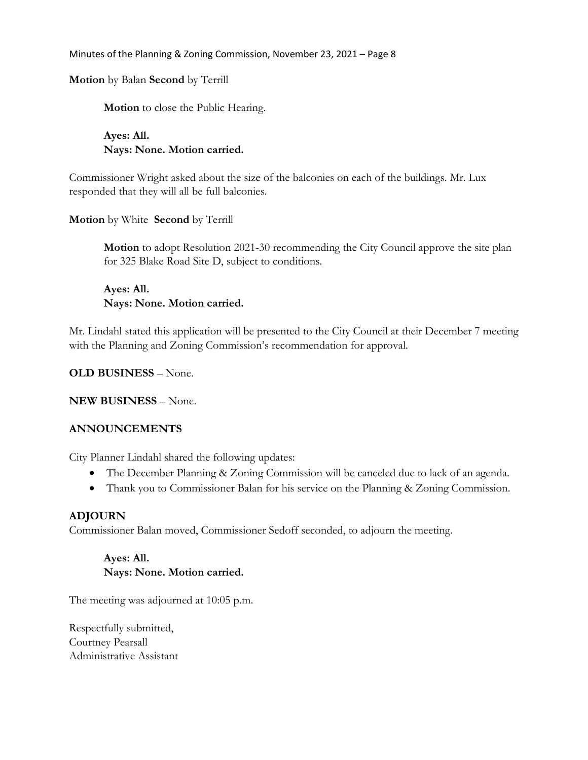**Motion** by Balan **Second** by Terrill

> **Motion** to close the Public Hearing.
>
> **Ayes: All.**
> **Nays: None. Motion carried.**

Commissioner Wright asked about the size of the balconies on each of the buildings. Mr. Lux responded that they will all be full balconies.

**Motion** by White **Second** by Terrill

> **Motion** to adopt Resolution 2021-30 recommending the City Council approve the site plan for 325 Blake Road Site D, subject to conditions.
>
> **Ayes: All.**
> **Nays: None. Motion carried.**

Mr. Lindahl stated this application will be presented to the City Council at their December 7 meeting with the Planning and Zoning Commission's recommendation for approval.

**OLD BUSINESS** – None.

**NEW BUSINESS** – None.

## ANNOUNCEMENTS

City Planner Lindahl shared the following updates:

- The December Planning & Zoning Commission will be canceled due to lack of an agenda.
- Thank you to Commissioner Balan for his service on the Planning & Zoning Commission.

## ADJOURN

Commissioner Balan moved, Commissioner Sedoff seconded, to adjourn the meeting.

> **Ayes: All.**
> **Nays: None. Motion carried.**

The meeting was adjourned at 10:05 p.m.

Respectfully submitted,
Courtney Pearsall
Administrative Assistant